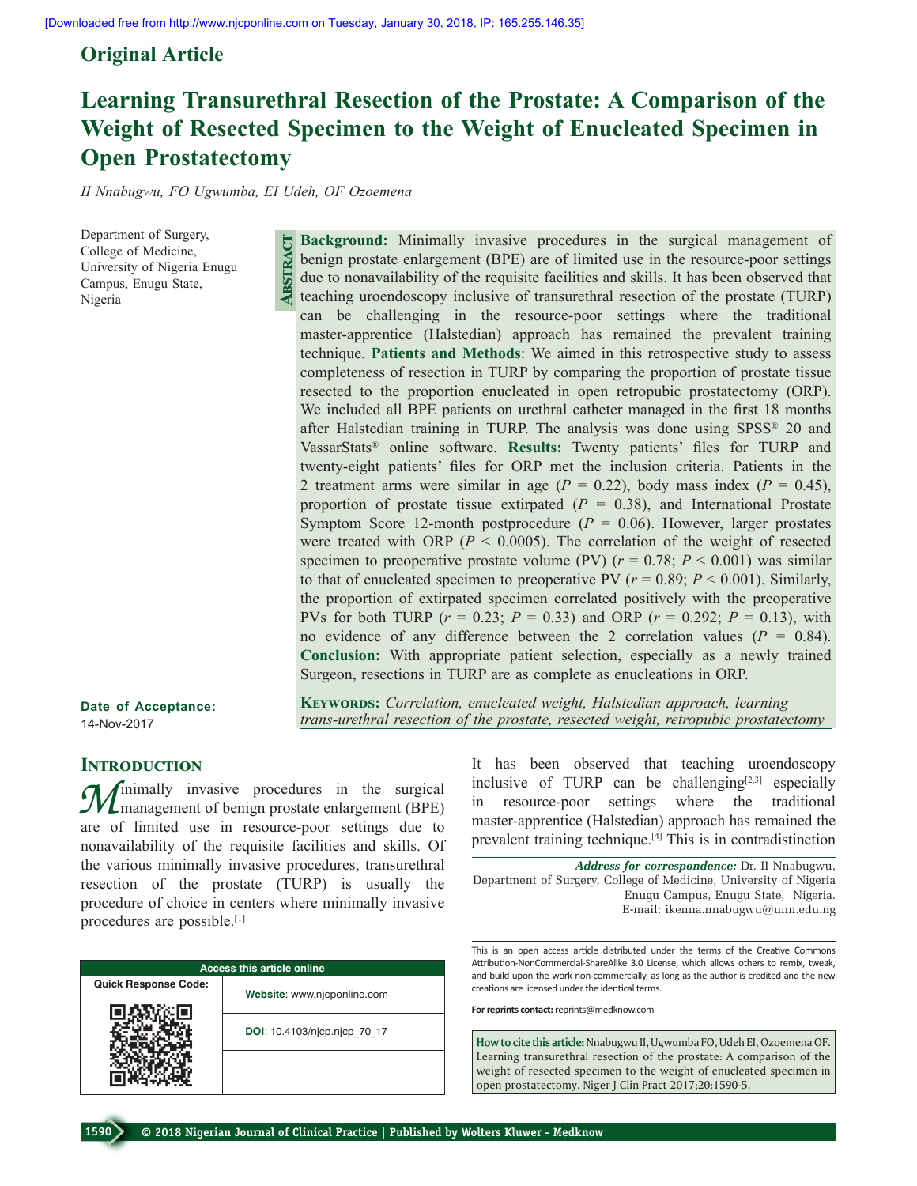Original Article

# Learning Transurethral Resection of the Prostate: A Comparison of the Weight of Resected Specimen to the Weight of Enucleated Specimen in Open Prostatectomy

*II Nnabugwu, FO Ugwumba, EI Udeh, OF Ozoemena*

Department of Surgery, College of Medicine, University of Nigeria Enugu Campus, Enugu State, Nigeria

## Abstract

**Background:** Minimally invasive procedures in the surgical management of benign prostate enlargement (BPE) are of limited use in the resource-poor settings due to nonavailability of the requisite facilities and skills. It has been observed that teaching uroendoscopy inclusive of transurethral resection of the prostate (TURP) can be challenging in the resource-poor settings where the traditional master-apprentice (Halstedian) approach has remained the prevalent training technique. **Patients and Methods**: We aimed in this retrospective study to assess completeness of resection in TURP by comparing the proportion of prostate tissue resected to the proportion enucleated in open retropubic prostatectomy (ORP). We included all BPE patients on urethral catheter managed in the first 18 months after Halstedian training in TURP. The analysis was done using SPSS® 20 and VassarStats® online software. **Results:** Twenty patients' files for TURP and twenty-eight patients' files for ORP met the inclusion criteria. Patients in the 2 treatment arms were similar in age ($P$ = 0.22), body mass index ($P$ = 0.45), proportion of prostate tissue extirpated ($P$ = 0.38), and International Prostate Symptom Score 12-month postprocedure ($P$ = 0.06). However, larger prostates were treated with ORP ($P$ < 0.0005). The correlation of the weight of resected specimen to preoperative prostate volume (PV) ($r$ = 0.78; $P$ < 0.001) was similar to that of enucleated specimen to preoperative PV ($r$ = 0.89; $P$ < 0.001). Similarly, the proportion of extirpated specimen correlated positively with the preoperative PVs for both TURP ($r$ = 0.23; $P$ = 0.33) and ORP ($r$ = 0.292; $P$ = 0.13), with no evidence of any difference between the 2 correlation values ($P$ = 0.84). **Conclusion:** With appropriate patient selection, especially as a newly trained Surgeon, resections in TURP are as complete as enucleations in ORP.

**Keywords:** *Correlation, enucleated weight, Halstedian approach, learning trans-urethral resection of the prostate, resected weight, retropubic prostatectomy*

**Date of Acceptance:** 14-Nov-2017

## Introduction

Minimally invasive procedures in the surgical management of benign prostate enlargement (BPE) are of limited use in resource-poor settings due to nonavailability of the requisite facilities and skills. Of the various minimally invasive procedures, transurethral resection of the prostate (TURP) is usually the procedure of choice in centers where minimally invasive procedures are possible.[1]

It has been observed that teaching uroendoscopy inclusive of TURP can be challenging[2,3] especially in resource-poor settings where the traditional master-apprentice (Halstedian) approach has remained the prevalent training technique.[4] This is in contradistinction

**Address for correspondence:** Dr. II Nnabugwu, Department of Surgery, College of Medicine, University of Nigeria Enugu Campus, Enugu State, Nigeria. E-mail: ikenna.nnabugwu@unn.edu.ng

| Access this article online | |
|---|---|
| Quick Response Code: | Website: www.njcponline.com |
| | DOI: 10.4103/njcp.njcp_70_17 |

This is an open access article distributed under the terms of the Creative Commons Attribution-NonCommercial-ShareAlike 3.0 License, which allows others to remix, tweak, and build upon the work non-commercially, as long as the author is credited and the new creations are licensed under the identical terms.

**For reprints contact:** reprints@medknow.com

**How to cite this article:** Nnabugwu II, Ugwumba FO, Udeh EI, Ozoemena OF. Learning transurethral resection of the prostate: A comparison of the weight of resected specimen to the weight of enucleated specimen in open prostatectomy. Niger J Clin Pract 2017;20:1590-5.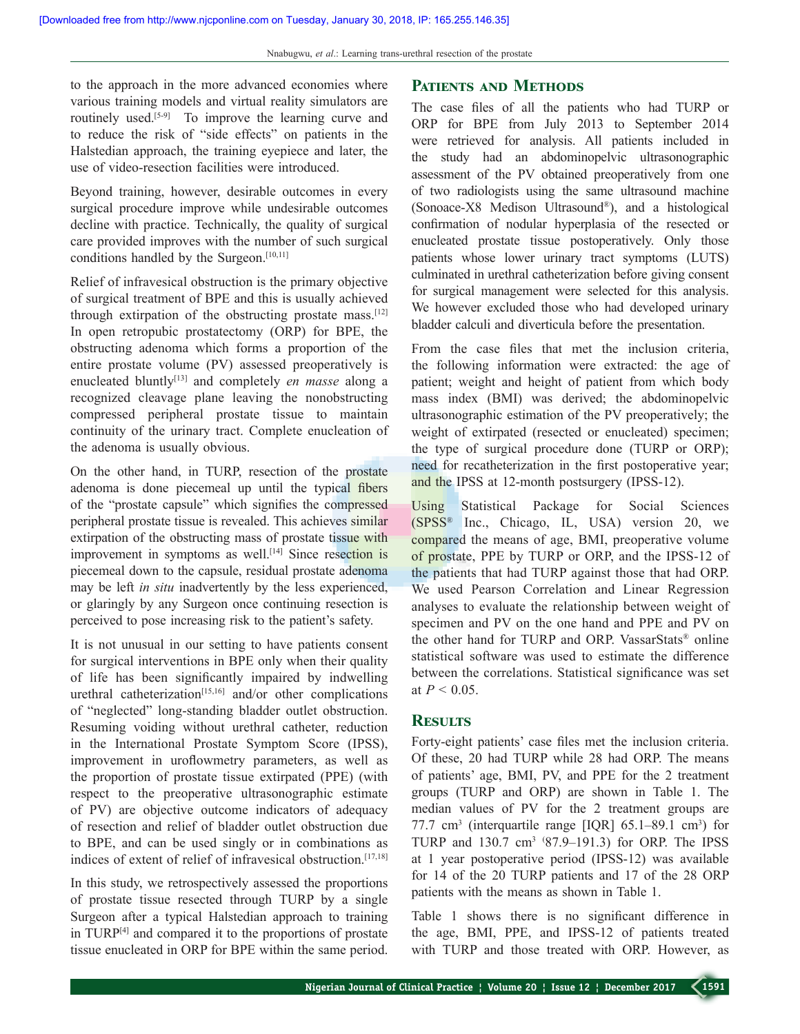to the approach in the more advanced economies where various training models and virtual reality simulators are routinely used.[5-9] To improve the learning curve and to reduce the risk of "side effects" on patients in the Halstedian approach, the training eyepiece and later, the use of video-resection facilities were introduced.

Beyond training, however, desirable outcomes in every surgical procedure improve while undesirable outcomes decline with practice. Technically, the quality of surgical care provided improves with the number of such surgical conditions handled by the Surgeon.[10,11]

Relief of infravesical obstruction is the primary objective of surgical treatment of BPE and this is usually achieved through extirpation of the obstructing prostate mass.[12] In open retropubic prostatectomy (ORP) for BPE, the obstructing adenoma which forms a proportion of the entire prostate volume (PV) assessed preoperatively is enucleated bluntly[13] and completely *en masse* along a recognized cleavage plane leaving the nonobstructing compressed peripheral prostate tissue to maintain continuity of the urinary tract. Complete enucleation of the adenoma is usually obvious.

On the other hand, in TURP, resection of the prostate adenoma is done piecemeal up until the typical fibers of the "prostate capsule" which signifies the compressed peripheral prostate tissue is revealed. This achieves similar extirpation of the obstructing mass of prostate tissue with improvement in symptoms as well.[14] Since resection is piecemeal down to the capsule, residual prostate adenoma may be left *in situ* inadvertently by the less experienced, or glaringly by any Surgeon once continuing resection is perceived to pose increasing risk to the patient's safety.

It is not unusual in our setting to have patients consent for surgical interventions in BPE only when their quality of life has been significantly impaired by indwelling urethral catheterization[15,16] and/or other complications of "neglected" long-standing bladder outlet obstruction. Resuming voiding without urethral catheter, reduction in the International Prostate Symptom Score (IPSS), improvement in uroflowmetry parameters, as well as the proportion of prostate tissue extirpated (PPE) (with respect to the preoperative ultrasonographic estimate of PV) are objective outcome indicators of adequacy of resection and relief of bladder outlet obstruction due to BPE, and can be used singly or in combinations as indices of extent of relief of infravesical obstruction.[17,18]

In this study, we retrospectively assessed the proportions of prostate tissue resected through TURP by a single Surgeon after a typical Halstedian approach to training in TURP[4] and compared it to the proportions of prostate tissue enucleated in ORP for BPE within the same period.

## Patients and Methods

The case files of all the patients who had TURP or ORP for BPE from July 2013 to September 2014 were retrieved for analysis. All patients included in the study had an abdominopelvic ultrasonographic assessment of the PV obtained preoperatively from one of two radiologists using the same ultrasound machine (Sonoace-X8 Medison Ultrasound®), and a histological confirmation of nodular hyperplasia of the resected or enucleated prostate tissue postoperatively. Only those patients whose lower urinary tract symptoms (LUTS) culminated in urethral catheterization before giving consent for surgical management were selected for this analysis. We however excluded those who had developed urinary bladder calculi and diverticula before the presentation.

From the case files that met the inclusion criteria, the following information were extracted: the age of patient; weight and height of patient from which body mass index (BMI) was derived; the abdominopelvic ultrasonographic estimation of the PV preoperatively; the weight of extirpated (resected or enucleated) specimen; the type of surgical procedure done (TURP or ORP); need for recatheterization in the first postoperative year; and the IPSS at 12-month postsurgery (IPSS-12).

Using Statistical Package for Social Sciences (SPSS® Inc., Chicago, IL, USA) version 20, we compared the means of age, BMI, preoperative volume of prostate, PPE by TURP or ORP, and the IPSS-12 of the patients that had TURP against those that had ORP. We used Pearson Correlation and Linear Regression analyses to evaluate the relationship between weight of specimen and PV on the one hand and PPE and PV on the other hand for TURP and ORP. VassarStats® online statistical software was used to estimate the difference between the correlations. Statistical significance was set at $P < 0.05$.

## Results

Forty-eight patients' case files met the inclusion criteria. Of these, 20 had TURP while 28 had ORP. The means of patients' age, BMI, PV, and PPE for the 2 treatment groups (TURP and ORP) are shown in Table 1. The median values of PV for the 2 treatment groups are 77.7 $cm^3$ (interquartile range [IQR] 65.1–89.1 $cm^3$) for TURP and 130.7 $cm^3$ (87.9–191.3) for ORP. The IPSS at 1 year postoperative period (IPSS-12) was available for 14 of the 20 TURP patients and 17 of the 28 ORP patients with the means as shown in Table 1.

Table 1 shows there is no significant difference in the age, BMI, PPE, and IPSS-12 of patients treated with TURP and those treated with ORP. However, as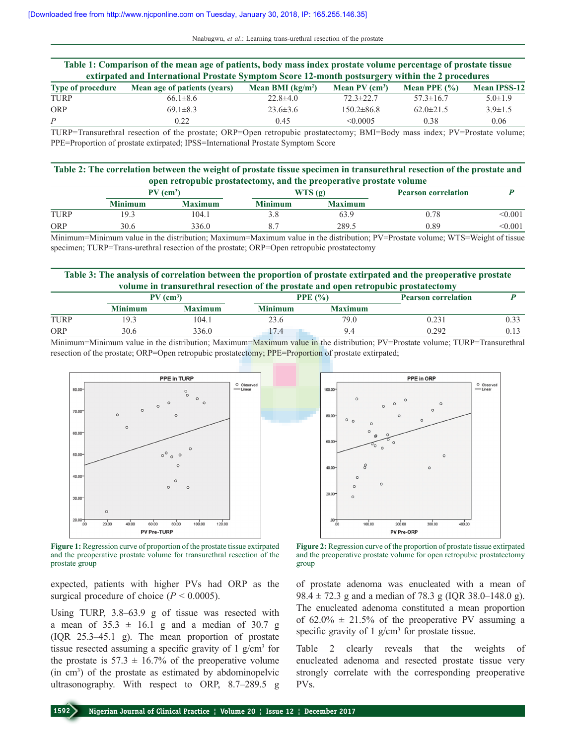**Table 1: Comparison of the mean age of patients, body mass index prostate volume percentage of prostate tissue extirpated and International Prostate Symptom Score 12-month postsurgery within the 2 procedures**

| Type of procedure | Mean age of patients (years) | Mean BMI (kg/m$^2$) | Mean PV (cm$^3$) | Mean PPE (%) | Mean IPSS-12 |
|---|---|---|---|---|---|
| TURP | 66.1±8.6 | 22.8±4.0 | 72.3±22.7 | 57.3±16.7 | 5.0±1.9 |
| ORP | 69.1±8.3 | 23.6±3.6 | 150.2±86.8 | 62.0±21.5 | 3.9±1.5 |
| *P* | 0.22 | 0.45 | <0.0005 | 0.38 | 0.06 |

TURP=Transurethral resection of the prostate; ORP=Open retropubic prostatectomy; BMI=Body mass index; PV=Prostate volume; PPE=Proportion of prostate extirpated; IPSS=International Prostate Symptom Score

**Table 2: The correlation between the weight of prostate tissue specimen in transurethral resection of the prostate and open retropubic prostatectomy, and the preoperative prostate volume**

| | PV (cm$^3$) | | WTS (g) | | Pearson correlation | *P* |
|---|---|---|---|---|---|---|
| | Minimum | Maximum | Minimum | Maximum | | |
| TURP | 19.3 | 104.1 | 3.8 | 63.9 | 0.78 | <0.001 |
| ORP | 30.6 | 336.0 | 8.7 | 289.5 | 0.89 | <0.001 |

Minimum=Minimum value in the distribution; Maximum=Maximum value in the distribution; PV=Prostate volume; WTS=Weight of tissue specimen; TURP=Trans-urethral resection of the prostate; ORP=Open retropubic prostatectomy

**Table 3: The analysis of correlation between the proportion of prostate extirpated and the preoperative prostate volume in transurethral resection of the prostate and open retropubic prostatectomy**

| | PV (cm$^3$) | | PPE (%) | | Pearson correlation | *P* |
|---|---|---|---|---|---|---|
| | Minimum | Maximum | Minimum | Maximum | | |
| TURP | 19.3 | 104.1 | 23.6 | 79.0 | 0.231 | 0.33 |
| ORP | 30.6 | 336.0 | 17.4 | 9.4 | 0.292 | 0.13 |

Minimum=Minimum value in the distribution; Maximum=Maximum value in the distribution; PV=Prostate volume; TURP=Transurethral resection of the prostate; ORP=Open retropubic prostatectomy; PPE=Proportion of prostate extirpated;

**Figure 1:** Regression curve of proportion of the prostate tissue extirpated and the preoperative prostate volume for transurethral resection of the prostate group

**Figure 2:** Regression curve of the proportion of prostate tissue extirpated and the preoperative prostate volume for open retropubic prostatectomy group

expected, patients with higher PVs had ORP as the surgical procedure of choice ($P < 0.0005$).

Using TURP, 3.8–63.9 g of tissue was resected with a mean of 35.3 ± 16.1 g and a median of 30.7 g (IQR 25.3–45.1 g). The mean proportion of prostate tissue resected assuming a specific gravity of 1 g/cm$^3$ for the prostate is 57.3 ± 16.7% of the preoperative volume (in cm$^3$) of the prostate as estimated by abdominopelvic ultrasonography. With respect to ORP, 8.7–289.5 g of prostate adenoma was enucleated with a mean of 98.4 ± 72.3 g and a median of 78.3 g (IQR 38.0–148.0 g). The enucleated adenoma constituted a mean proportion of 62.0% ± 21.5% of the preoperative PV assuming a specific gravity of 1 g/cm$^3$ for prostate tissue.

Table 2 clearly reveals that the weights of enucleated adenoma and resected prostate tissue very strongly correlate with the corresponding preoperative PVs.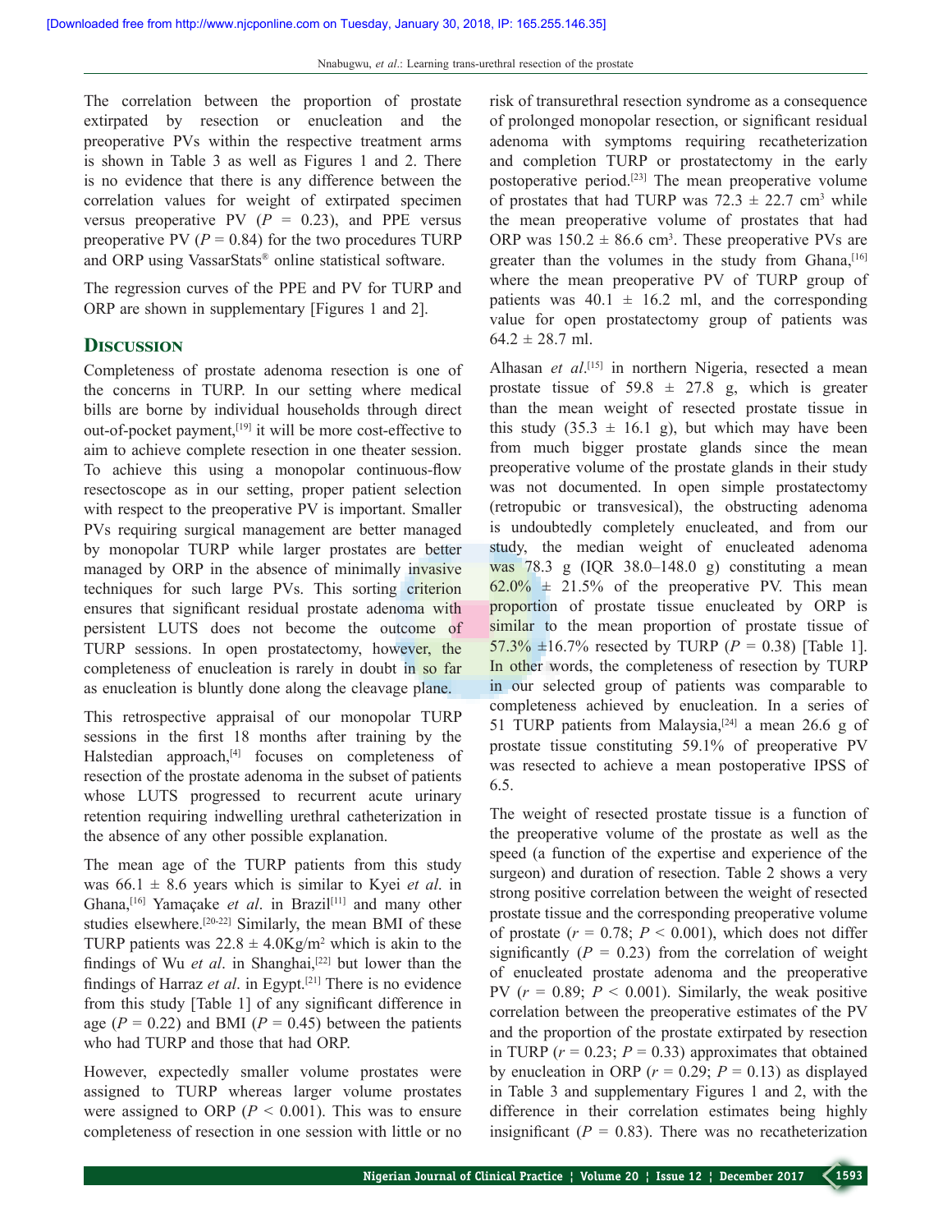The correlation between the proportion of prostate extirpated by resection or enucleation and the preoperative PVs within the respective treatment arms is shown in Table 3 as well as Figures 1 and 2. There is no evidence that there is any difference between the correlation values for weight of extirpated specimen versus preoperative PV ($P$ = 0.23), and PPE versus preoperative PV ($P$ = 0.84) for the two procedures TURP and ORP using VassarStats® online statistical software.

The regression curves of the PPE and PV for TURP and ORP are shown in supplementary [Figures 1 and 2].

## Discussion

Completeness of prostate adenoma resection is one of the concerns in TURP. In our setting where medical bills are borne by individual households through direct out-of-pocket payment,[19] it will be more cost-effective to aim to achieve complete resection in one theater session. To achieve this using a monopolar continuous-flow resectoscope as in our setting, proper patient selection with respect to the preoperative PV is important. Smaller PVs requiring surgical management are better managed by monopolar TURP while larger prostates are better managed by ORP in the absence of minimally invasive techniques for such large PVs. This sorting criterion ensures that significant residual prostate adenoma with persistent LUTS does not become the outcome of TURP sessions. In open prostatectomy, however, the completeness of enucleation is rarely in doubt in so far as enucleation is bluntly done along the cleavage plane.

This retrospective appraisal of our monopolar TURP sessions in the first 18 months after training by the Halstedian approach,[4] focuses on completeness of resection of the prostate adenoma in the subset of patients whose LUTS progressed to recurrent acute urinary retention requiring indwelling urethral catheterization in the absence of any other possible explanation.

The mean age of the TURP patients from this study was 66.1 ± 8.6 years which is similar to Kyei *et al*. in Ghana,[16] Yamaçake *et al*. in Brazil[11] and many other studies elsewhere.[20-22] Similarly, the mean BMI of these TURP patients was 22.8 ± 4.0Kg/m$^2$ which is akin to the findings of Wu *et al*. in Shanghai,[22] but lower than the findings of Harraz *et al*. in Egypt.[21] There is no evidence from this study [Table 1] of any significant difference in age ($P$ = 0.22) and BMI ($P$ = 0.45) between the patients who had TURP and those that had ORP.

However, expectedly smaller volume prostates were assigned to TURP whereas larger volume prostates were assigned to ORP ($P$ < 0.001). This was to ensure completeness of resection in one session with little or no risk of transurethral resection syndrome as a consequence of prolonged monopolar resection, or significant residual adenoma with symptoms requiring recatheterization and completion TURP or prostatectomy in the early postoperative period.[23] The mean preoperative volume of prostates that had TURP was 72.3 ± 22.7 cm$^3$ while the mean preoperative volume of prostates that had ORP was 150.2 ± 86.6 cm$^3$. These preoperative PVs are greater than the volumes in the study from Ghana,[16] where the mean preoperative PV of TURP group of patients was 40.1 ± 16.2 ml, and the corresponding value for open prostatectomy group of patients was 64.2 ± 28.7 ml.

Alhasan *et al*.[15] in northern Nigeria, resected a mean prostate tissue of 59.8 ± 27.8 g, which is greater than the mean weight of resected prostate tissue in this study (35.3 ± 16.1 g), but which may have been from much bigger prostate glands since the mean preoperative volume of the prostate glands in their study was not documented. In open simple prostatectomy (retropubic or transvesical), the obstructing adenoma is undoubtedly completely enucleated, and from our study, the median weight of enucleated adenoma was 78.3 g (IQR 38.0–148.0 g) constituting a mean 62.0% ± 21.5% of the preoperative PV. This mean proportion of prostate tissue enucleated by ORP is similar to the mean proportion of prostate tissue of 57.3% ±16.7% resected by TURP ($P$ = 0.38) [Table 1]. In other words, the completeness of resection by TURP in our selected group of patients was comparable to completeness achieved by enucleation. In a series of 51 TURP patients from Malaysia,[24] a mean 26.6 g of prostate tissue constituting 59.1% of preoperative PV was resected to achieve a mean postoperative IPSS of 6.5.

The weight of resected prostate tissue is a function of the preoperative volume of the prostate as well as the speed (a function of the expertise and experience of the surgeon) and duration of resection. Table 2 shows a very strong positive correlation between the weight of resected prostate tissue and the corresponding preoperative volume of prostate ($r$ = 0.78; $P$ < 0.001), which does not differ significantly ($P$ = 0.23) from the correlation of weight of enucleated prostate adenoma and the preoperative PV ($r$ = 0.89; $P$ < 0.001). Similarly, the weak positive correlation between the preoperative estimates of the PV and the proportion of the prostate extirpated by resection in TURP ($r$ = 0.23; $P$ = 0.33) approximates that obtained by enucleation in ORP ($r$ = 0.29; $P$ = 0.13) as displayed in Table 3 and supplementary Figures 1 and 2, with the difference in their correlation estimates being highly insignificant ($P$ = 0.83). There was no recatheterization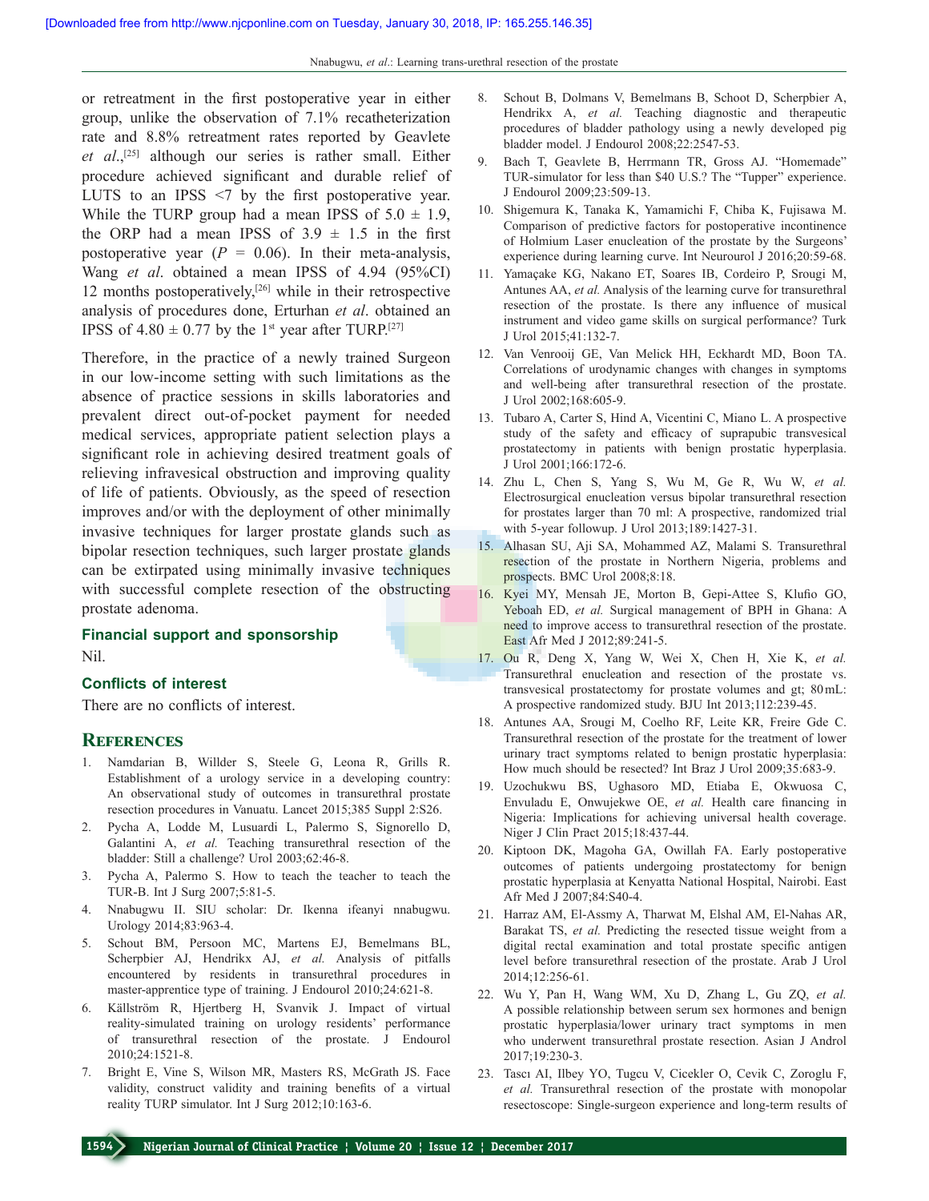or retreatment in the first postoperative year in either group, unlike the observation of 7.1% recatheterization rate and 8.8% retreatment rates reported by Geavlete *et al*.,[25] although our series is rather small. Either procedure achieved significant and durable relief of LUTS to an IPSS <7 by the first postoperative year. While the TURP group had a mean IPSS of 5.0 ± 1.9, the ORP had a mean IPSS of 3.9 ± 1.5 in the first postoperative year ($P$ = 0.06). In their meta-analysis, Wang *et al*. obtained a mean IPSS of 4.94 (95%CI) 12 months postoperatively,[26] while in their retrospective analysis of procedures done, Erturhan *et al*. obtained an IPSS of 4.80 ± 0.77 by the 1st year after TURP.[27]

Therefore, in the practice of a newly trained Surgeon in our low-income setting with such limitations as the absence of practice sessions in skills laboratories and prevalent direct out-of-pocket payment for needed medical services, appropriate patient selection plays a significant role in achieving desired treatment goals of relieving infravesical obstruction and improving quality of life of patients. Obviously, as the speed of resection improves and/or with the deployment of other minimally invasive techniques for larger prostate glands such as bipolar resection techniques, such larger prostate glands can be extirpated using minimally invasive techniques with successful complete resection of the obstructing prostate adenoma.

### Financial support and sponsorship

Nil.

### Conflicts of interest

There are no conflicts of interest.

## References

1. Namdarian B, Willder S, Steele G, Leona R, Grills R. Establishment of a urology service in a developing country: An observational study of outcomes in transurethral prostate resection procedures in Vanuatu. Lancet 2015;385 Suppl 2:S26.
2. Pycha A, Lodde M, Lusuardi L, Palermo S, Signorello D, Galantini A, *et al.* Teaching transurethral resection of the bladder: Still a challenge? Urol 2003;62:46-8.
3. Pycha A, Palermo S. How to teach the teacher to teach the TUR-B. Int J Surg 2007;5:81-5.
4. Nnabugwu II. SIU scholar: Dr. Ikenna ifeanyi nnabugwu. Urology 2014;83:963-4.
5. Schout BM, Persoon MC, Martens EJ, Bemelmans BL, Scherpbier AJ, Hendrikx AJ, *et al.* Analysis of pitfalls encountered by residents in transurethral procedures in master-apprentice type of training. J Endourol 2010;24:621-8.
6. Källström R, Hjertberg H, Svanvik J. Impact of virtual reality-simulated training on urology residents' performance of transurethral resection of the prostate. J Endourol 2010;24:1521-8.
7. Bright E, Vine S, Wilson MR, Masters RS, McGrath JS. Face validity, construct validity and training benefits of a virtual reality TURP simulator. Int J Surg 2012;10:163-6.
8. Schout B, Dolmans V, Bemelmans B, Schoot D, Scherpbier A, Hendrikx A, *et al.* Teaching diagnostic and therapeutic procedures of bladder pathology using a newly developed pig bladder model. J Endourol 2008;22:2547-53.
9. Bach T, Geavlete B, Herrmann TR, Gross AJ. "Homemade" TUR-simulator for less than $40 U.S.? The "Tupper" experience. J Endourol 2009;23:509-13.
10. Shigemura K, Tanaka K, Yamamichi F, Chiba K, Fujisawa M. Comparison of predictive factors for postoperative incontinence of Holmium Laser enucleation of the prostate by the Surgeons' experience during learning curve. Int Neurourol J 2016;20:59-68.
11. Yamaçake KG, Nakano ET, Soares IB, Cordeiro P, Srougi M, Antunes AA, *et al.* Analysis of the learning curve for transurethral resection of the prostate. Is there any influence of musical instrument and video game skills on surgical performance? Turk J Urol 2015;41:132-7.
12. Van Venrooij GE, Van Melick HH, Eckhardt MD, Boon TA. Correlations of urodynamic changes with changes in symptoms and well-being after transurethral resection of the prostate. J Urol 2002;168:605-9.
13. Tubaro A, Carter S, Hind A, Vicentini C, Miano L. A prospective study of the safety and efficacy of suprapubic transvesical prostatectomy in patients with benign prostatic hyperplasia. J Urol 2001;166:172-6.
14. Zhu L, Chen S, Yang S, Wu M, Ge R, Wu W, *et al.* Electrosurgical enucleation versus bipolar transurethral resection for prostates larger than 70 ml: A prospective, randomized trial with 5-year followup. J Urol 2013;189:1427-31.
15. Alhasan SU, Aji SA, Mohammed AZ, Malami S. Transurethral resection of the prostate in Northern Nigeria, problems and prospects. BMC Urol 2008;8:18.
16. Kyei MY, Mensah JE, Morton B, Gepi-Attee S, Klufio GO, Yeboah ED, *et al.* Surgical management of BPH in Ghana: A need to improve access to transurethral resection of the prostate. East Afr Med J 2012;89:241-5.
17. Ou R, Deng X, Yang W, Wei X, Chen H, Xie K, *et al.* Transurethral enucleation and resection of the prostate vs. transvesical prostatectomy for prostate volumes and gt; 80 mL: A prospective randomized study. BJU Int 2013;112:239-45.
18. Antunes AA, Srougi M, Coelho RF, Leite KR, Freire Gde C. Transurethral resection of the prostate for the treatment of lower urinary tract symptoms related to benign prostatic hyperplasia: How much should be resected? Int Braz J Urol 2009;35:683-9.
19. Uzochukwu BS, Ughasoro MD, Etiaba E, Okwuosa C, Envuladu E, Onwujekwe OE, *et al.* Health care financing in Nigeria: Implications for achieving universal health coverage. Niger J Clin Pract 2015;18:437-44.
20. Kiptoon DK, Magoha GA, Owillah FA. Early postoperative outcomes of patients undergoing prostatectomy for benign prostatic hyperplasia at Kenyatta National Hospital, Nairobi. East Afr Med J 2007;84:S40-4.
21. Harraz AM, El-Assmy A, Tharwat M, Elshal AM, El-Nahas AR, Barakat TS, *et al.* Predicting the resected tissue weight from a digital rectal examination and total prostate specific antigen level before transurethral resection of the prostate. Arab J Urol 2014;12:256-61.
22. Wu Y, Pan H, Wang WM, Xu D, Zhang L, Gu ZQ, *et al.* A possible relationship between serum sex hormones and benign prostatic hyperplasia/lower urinary tract symptoms in men who underwent transurethral prostate resection. Asian J Androl 2017;19:230-3.
23. Tascı AI, Ilbey YO, Tugcu V, Cicekler O, Cevik C, Zoroglu F, *et al.* Transurethral resection of the prostate with monopolar resectoscope: Single-surgeon experience and long-term results of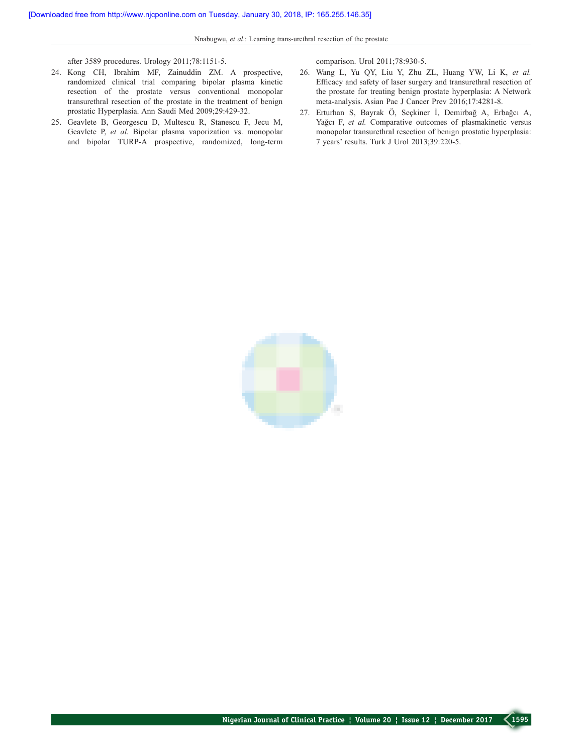after 3589 procedures. Urology 2011;78:1151-5.

24. Kong CH, Ibrahim MF, Zainuddin ZM. A prospective, randomized clinical trial comparing bipolar plasma kinetic resection of the prostate versus conventional monopolar transurethral resection of the prostate in the treatment of benign prostatic Hyperplasia. Ann Saudi Med 2009;29:429-32.
25. Geavlete B, Georgescu D, Multescu R, Stanescu F, Jecu M, Geavlete P, *et al.* Bipolar plasma vaporization vs. monopolar and bipolar TURP-A prospective, randomized, long-term comparison. Urol 2011;78:930-5.
26. Wang L, Yu QY, Liu Y, Zhu ZL, Huang YW, Li K, *et al.* Efficacy and safety of laser surgery and transurethral resection of the prostate for treating benign prostate hyperplasia: A Network meta-analysis. Asian Pac J Cancer Prev 2016;17:4281-8.
27. Erturhan S, Bayrak Ö, Seçkiner İ, Demirbağ A, Erbağcı A, Yağcı F, *et al.* Comparative outcomes of plasmakinetic versus monopolar transurethral resection of benign prostatic hyperplasia: 7 years' results. Turk J Urol 2013;39:220-5.